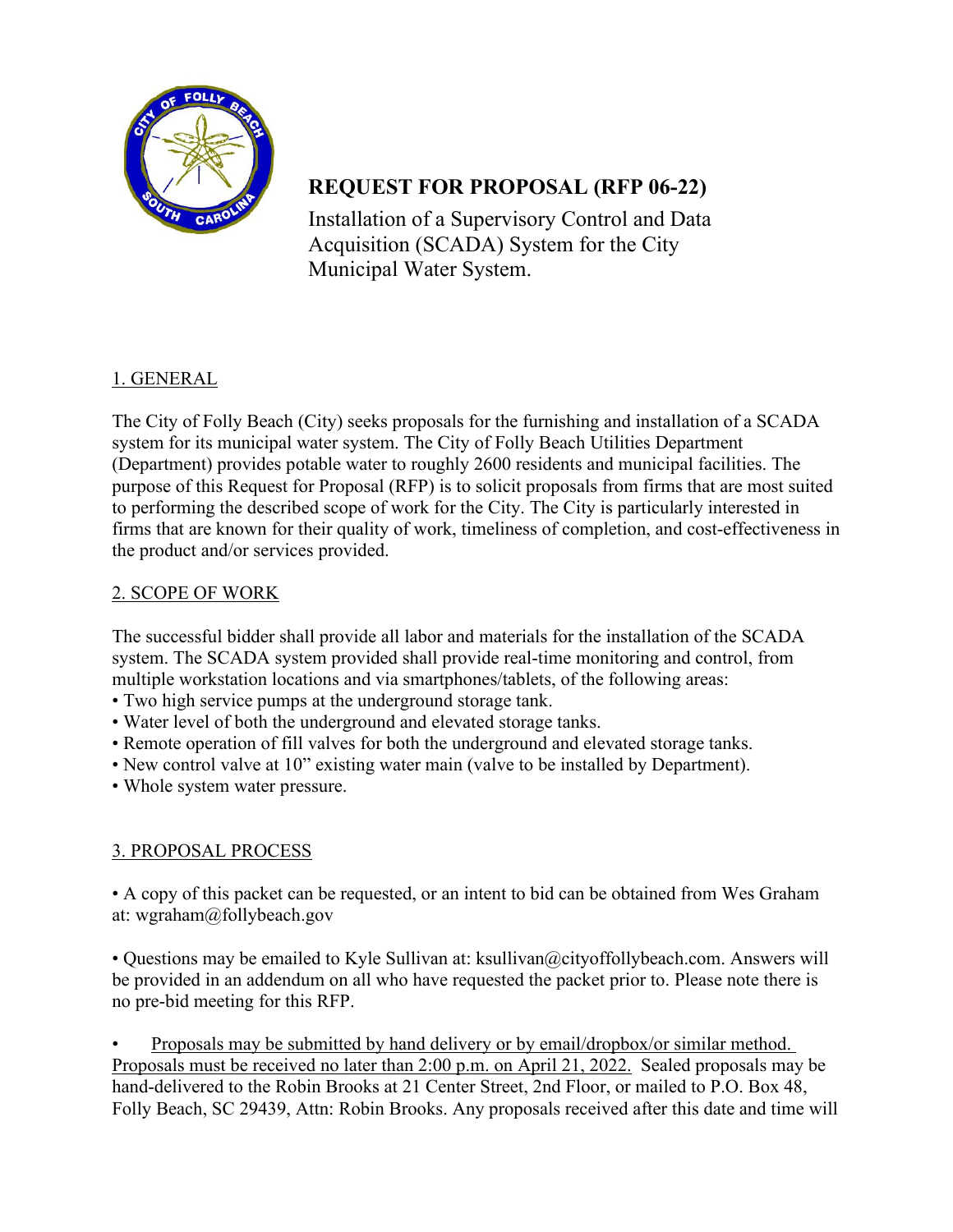# REQUEST FOR PROPOSAL (RFP 06-22)

Installation of a Supervisory Control and Data Acquisition (SCADA) System for the City Municipal Water System.

## 1. GENERAL

The City of Folly Beach (City) seeks proposals for the furnishing and installation of a SCADA system for its municipal water system. The City of Folly Beach Utilities Department (Department) provides potable water to roughly 2600 residents and municipal facilities. The purpose of this Request for Proposal (RFP) is to solicit proposals from firms that are most suited to performing the described scope of work for the City. The City is particularly interested in firms that are known for their quality of work, timeliness of completion, and cost-effectiveness in the product and/or services provided.

## 2. SCOPE OF WORK

The successful bidder shall provide all labor and materials for the installation of the SCADA system. The SCADA system provided shall provide real-time monitoring and control, from multiple workstation locations and via smartphones/tablets, of the following areas:

- Two high service pumps at the underground storage tank.
- Water level of both the underground and elevated storage tanks.
- Remote operation of fill valves for both the underground and elevated storage tanks.
- New control valve at 10" existing water main (valve to be installed by Department).
- Whole system water pressure.

## 3. PROPOSAL PROCESS

- A copy of this packet can be requested, or an intent to bid can be obtained from Wes Graham at: wgraham@follybeach.gov

- Questions may be emailed to Kyle Sullivan at: ksullivan@cityoffollybeach.com. Answers will be provided in an addendum on all who have requested the packet prior to. Please note there is no pre-bid meeting for this RFP.

- Proposals may be submitted by hand delivery or by email/dropbox/or similar method. Proposals must be received no later than 2:00 p.m. on April 21, 2022. Sealed proposals may be hand-delivered to the Robin Brooks at 21 Center Street, 2nd Floor, or mailed to P.O. Box 48, Folly Beach, SC 29439, Attn: Robin Brooks. Any proposals received after this date and time will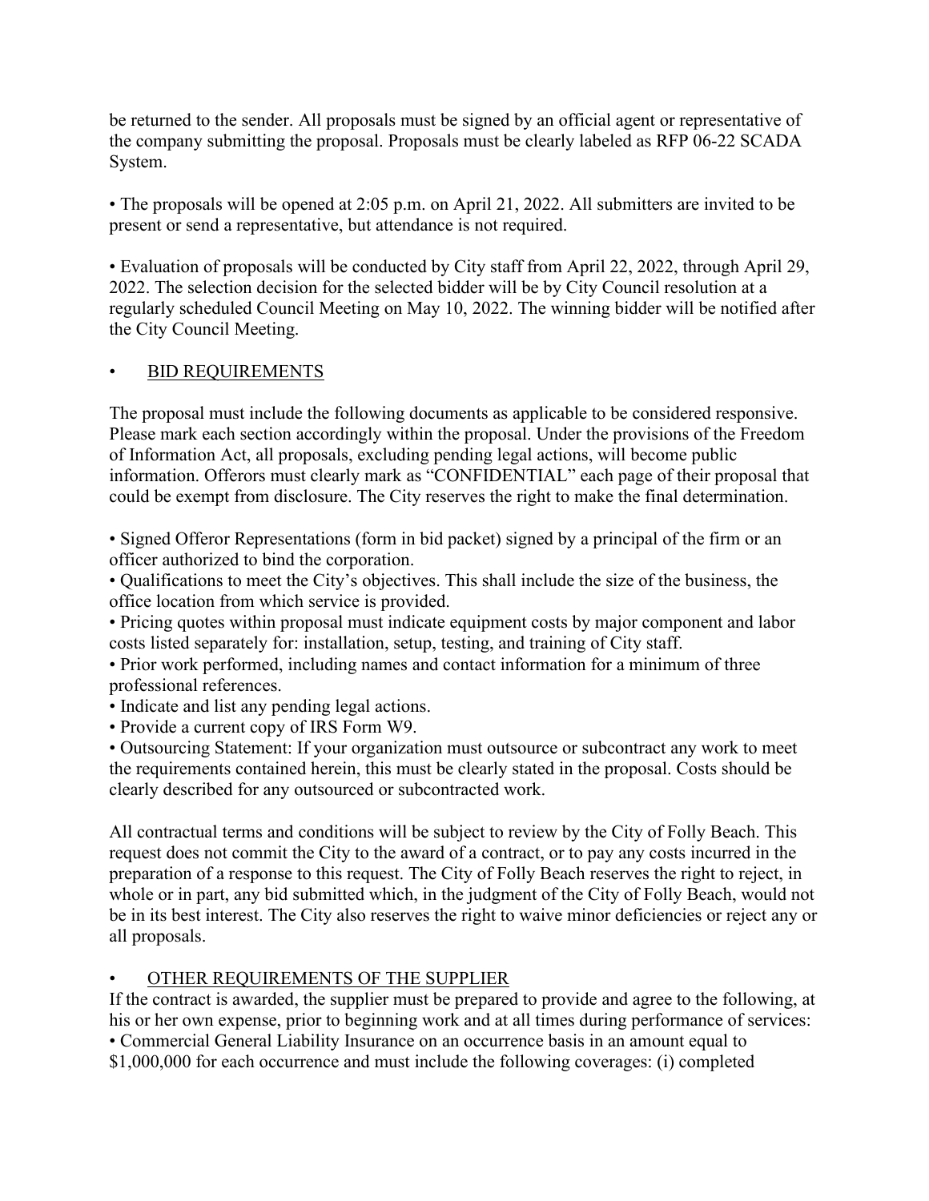be returned to the sender. All proposals must be signed by an official agent or representative of the company submitting the proposal. Proposals must be clearly labeled as RFP 06-22 SCADA System.

- The proposals will be opened at 2:05 p.m. on April 21, 2022. All submitters are invited to be present or send a representative, but attendance is not required.

- Evaluation of proposals will be conducted by City staff from April 22, 2022, through April 29, 2022. The selection decision for the selected bidder will be by City Council resolution at a regularly scheduled Council Meeting on May 10, 2022. The winning bidder will be notified after the City Council Meeting.

- <u>BID REQUIREMENTS</u>

The proposal must include the following documents as applicable to be considered responsive. Please mark each section accordingly within the proposal. Under the provisions of the Freedom of Information Act, all proposals, excluding pending legal actions, will become public information. Offerors must clearly mark as "CONFIDENTIAL" each page of their proposal that could be exempt from disclosure. The City reserves the right to make the final determination.

- Signed Offeror Representations (form in bid packet) signed by a principal of the firm or an officer authorized to bind the corporation.
- Qualifications to meet the City's objectives. This shall include the size of the business, the office location from which service is provided.
- Pricing quotes within proposal must indicate equipment costs by major component and labor costs listed separately for: installation, setup, testing, and training of City staff.
- Prior work performed, including names and contact information for a minimum of three professional references.
- Indicate and list any pending legal actions.
- Provide a current copy of IRS Form W9.
- Outsourcing Statement: If your organization must outsource or subcontract any work to meet the requirements contained herein, this must be clearly stated in the proposal. Costs should be clearly described for any outsourced or subcontracted work.

All contractual terms and conditions will be subject to review by the City of Folly Beach. This request does not commit the City to the award of a contract, or to pay any costs incurred in the preparation of a response to this request. The City of Folly Beach reserves the right to reject, in whole or in part, any bid submitted which, in the judgment of the City of Folly Beach, would not be in its best interest. The City also reserves the right to waive minor deficiencies or reject any or all proposals.

- <u>OTHER REQUIREMENTS OF THE SUPPLIER</u>

If the contract is awarded, the supplier must be prepared to provide and agree to the following, at his or her own expense, prior to beginning work and at all times during performance of services:

- Commercial General Liability Insurance on an occurrence basis in an amount equal to $1,000,000 for each occurrence and must include the following coverages: (i) completed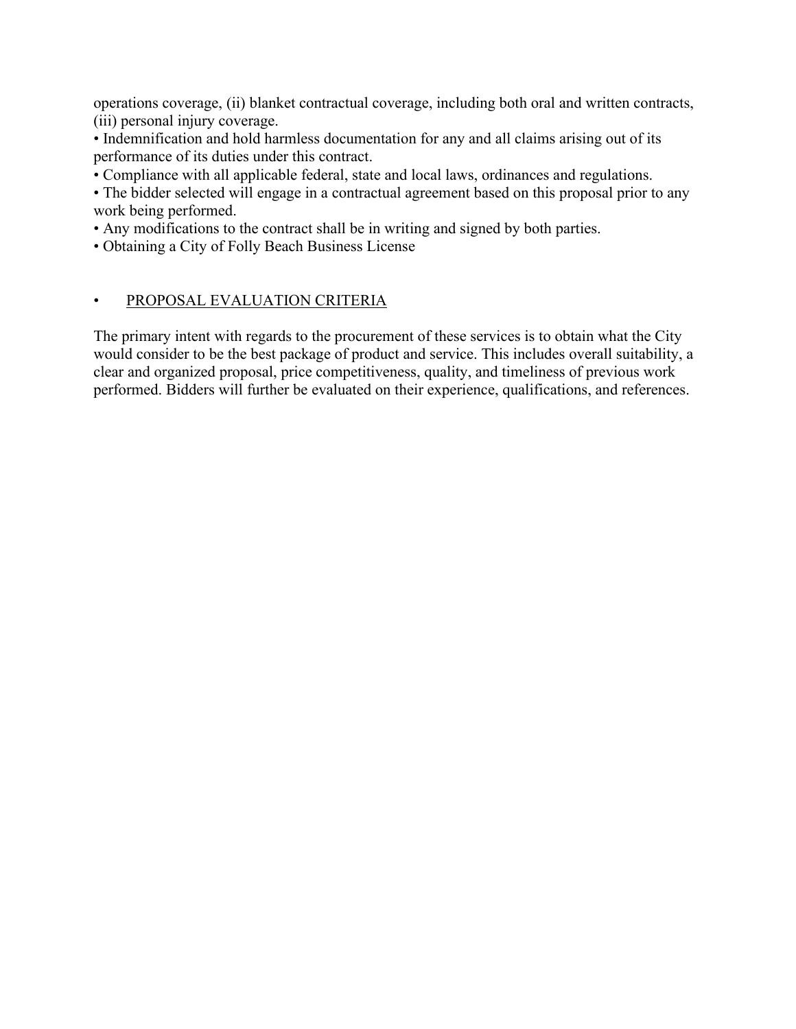operations coverage, (ii) blanket contractual coverage, including both oral and written contracts, (iii) personal injury coverage.

- Indemnification and hold harmless documentation for any and all claims arising out of its performance of its duties under this contract.
- Compliance with all applicable federal, state and local laws, ordinances and regulations.
- The bidder selected will engage in a contractual agreement based on this proposal prior to any work being performed.
- Any modifications to the contract shall be in writing and signed by both parties.
- Obtaining a City of Folly Beach Business License

- PROPOSAL EVALUATION CRITERIA

The primary intent with regards to the procurement of these services is to obtain what the City would consider to be the best package of product and service. This includes overall suitability, a clear and organized proposal, price competitiveness, quality, and timeliness of previous work performed. Bidders will further be evaluated on their experience, qualifications, and references.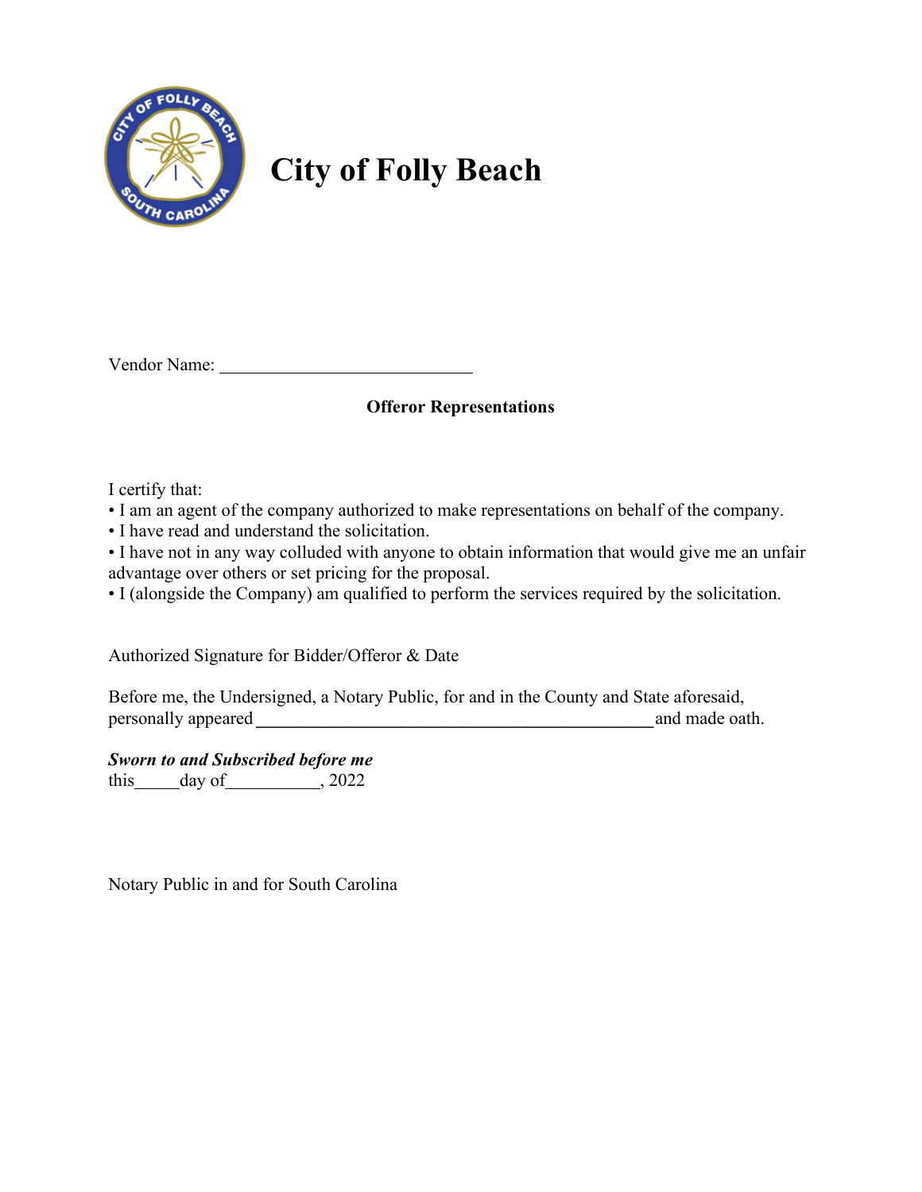# City of Folly Beach

Vendor Name: ____________________________

**Offeror Representations**

I certify that:

- I am an agent of the company authorized to make representations on behalf of the company.
- I have read and understand the solicitation.
- I have not in any way colluded with anyone to obtain information that would give me an unfair advantage over others or set pricing for the proposal.
- I (alongside the Company) am qualified to perform the services required by the solicitation.

Authorized Signature for Bidder/Offeror & Date

Before me, the Undersigned, a Notary Public, for and in the County and State aforesaid, personally appeared _____________________________________________ and made oath.

***Sworn to and Subscribed before me***
this_____day of__________, 2022

Notary Public in and for South Carolina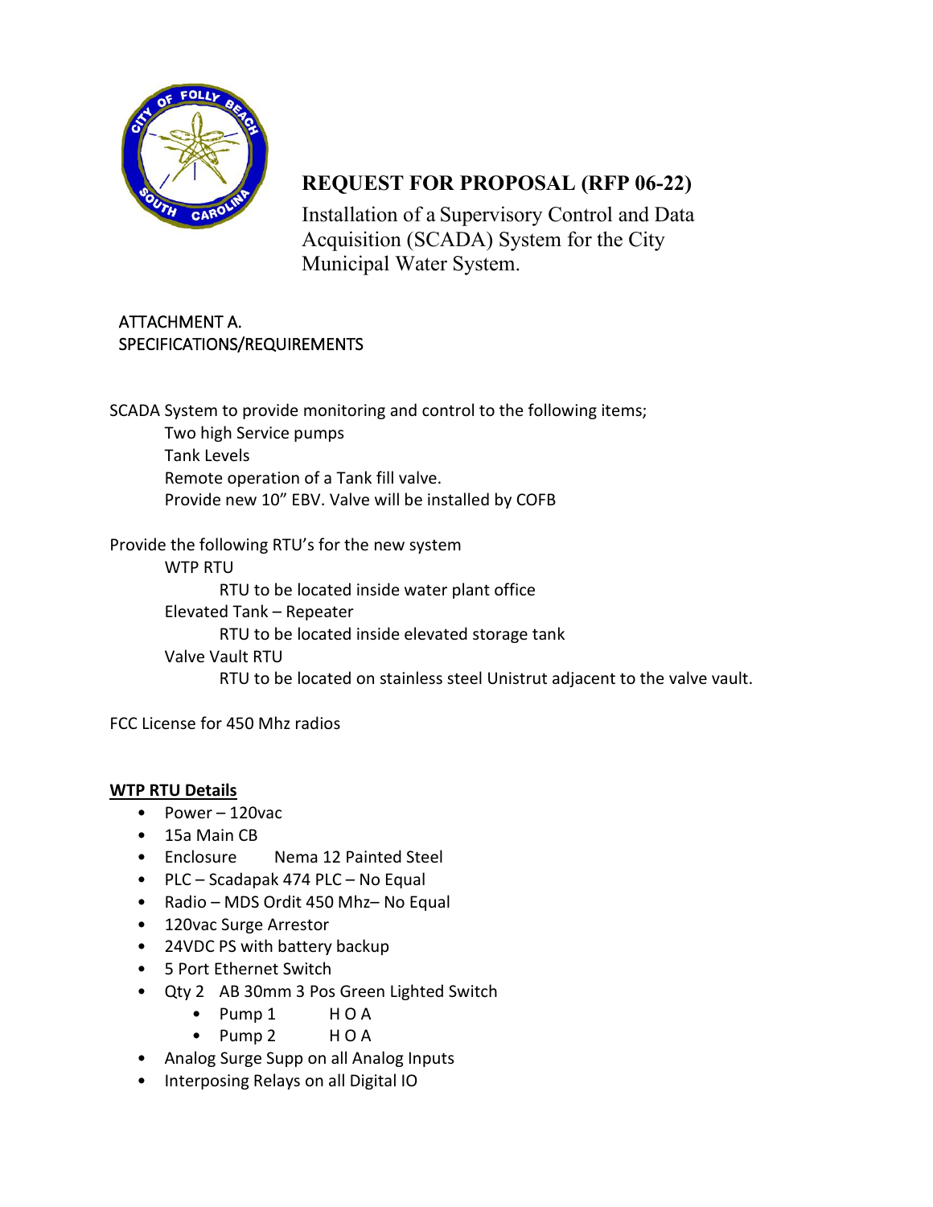# REQUEST FOR PROPOSAL (RFP 06-22)

Installation of a Supervisory Control and Data Acquisition (SCADA) System for the City Municipal Water System.

ATTACHMENT A.
SPECIFICATIONS/REQUIREMENTS

SCADA System to provide monitoring and control to the following items;

- Two high Service pumps
- Tank Levels
- Remote operation of a Tank fill valve.
- Provide new 10" EBV. Valve will be installed by COFB

Provide the following RTU's for the new system

- WTP RTU
  - RTU to be located inside water plant office
- Elevated Tank – Repeater
  - RTU to be located inside elevated storage tank
- Valve Vault RTU
  - RTU to be located on stainless steel Unistrut adjacent to the valve vault.

FCC License for 450 Mhz radios

**WTP RTU Details**

- Power – 120vac
- 15a Main CB
- Enclosure Nema 12 Painted Steel
- PLC – Scadapak 474 PLC – No Equal
- Radio – MDS Ordit 450 Mhz– No Equal
- 120vac Surge Arrestor
- 24VDC PS with battery backup
- 5 Port Ethernet Switch
- Qty 2 AB 30mm 3 Pos Green Lighted Switch
  - Pump 1 H O A
  - Pump 2 H O A
- Analog Surge Supp on all Analog Inputs
- Interposing Relays on all Digital IO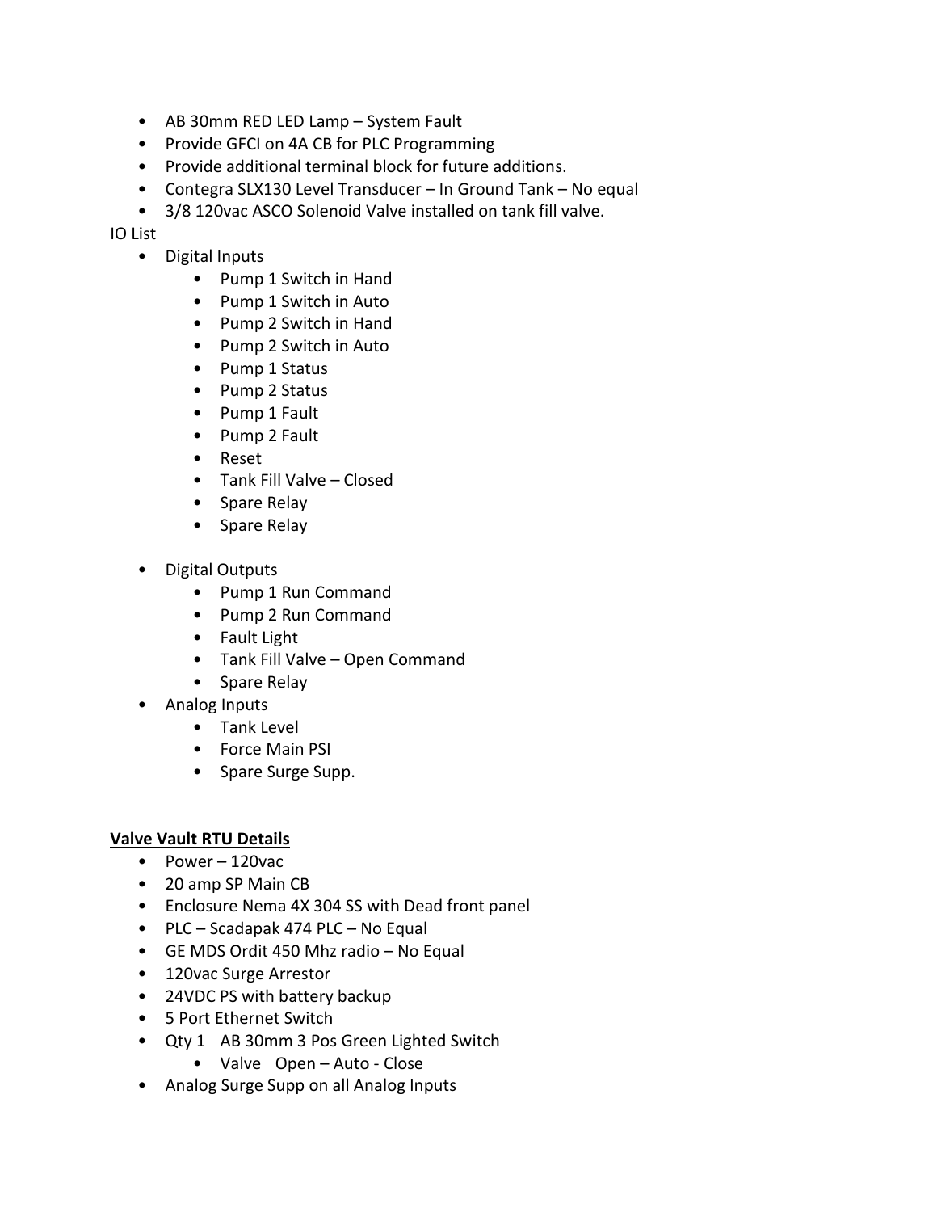- AB 30mm RED LED Lamp – System Fault
- Provide GFCI on 4A CB for PLC Programming
- Provide additional terminal block for future additions.
- Contegra SLX130 Level Transducer – In Ground Tank – No equal
- 3/8 120vac ASCO Solenoid Valve installed on tank fill valve.

IO List

- Digital Inputs
    - Pump 1 Switch in Hand
    - Pump 1 Switch in Auto
    - Pump 2 Switch in Hand
    - Pump 2 Switch in Auto
    - Pump 1 Status
    - Pump 2 Status
    - Pump 1 Fault
    - Pump 2 Fault
    - Reset
    - Tank Fill Valve – Closed
    - Spare Relay
    - Spare Relay

- Digital Outputs
    - Pump 1 Run Command
    - Pump 2 Run Command
    - Fault Light
    - Tank Fill Valve – Open Command
    - Spare Relay
- Analog Inputs
    - Tank Level
    - Force Main PSI
    - Spare Surge Supp.

**<u>Valve Vault RTU Details</u>**

- Power – 120vac
- 20 amp SP Main CB
- Enclosure Nema 4X 304 SS with Dead front panel
- PLC – Scadapak 474 PLC – No Equal
- GE MDS Ordit 450 Mhz radio – No Equal
- 120vac Surge Arrestor
- 24VDC PS with battery backup
- 5 Port Ethernet Switch
- Qty 1 AB 30mm 3 Pos Green Lighted Switch
    - Valve Open – Auto - Close
- Analog Surge Supp on all Analog Inputs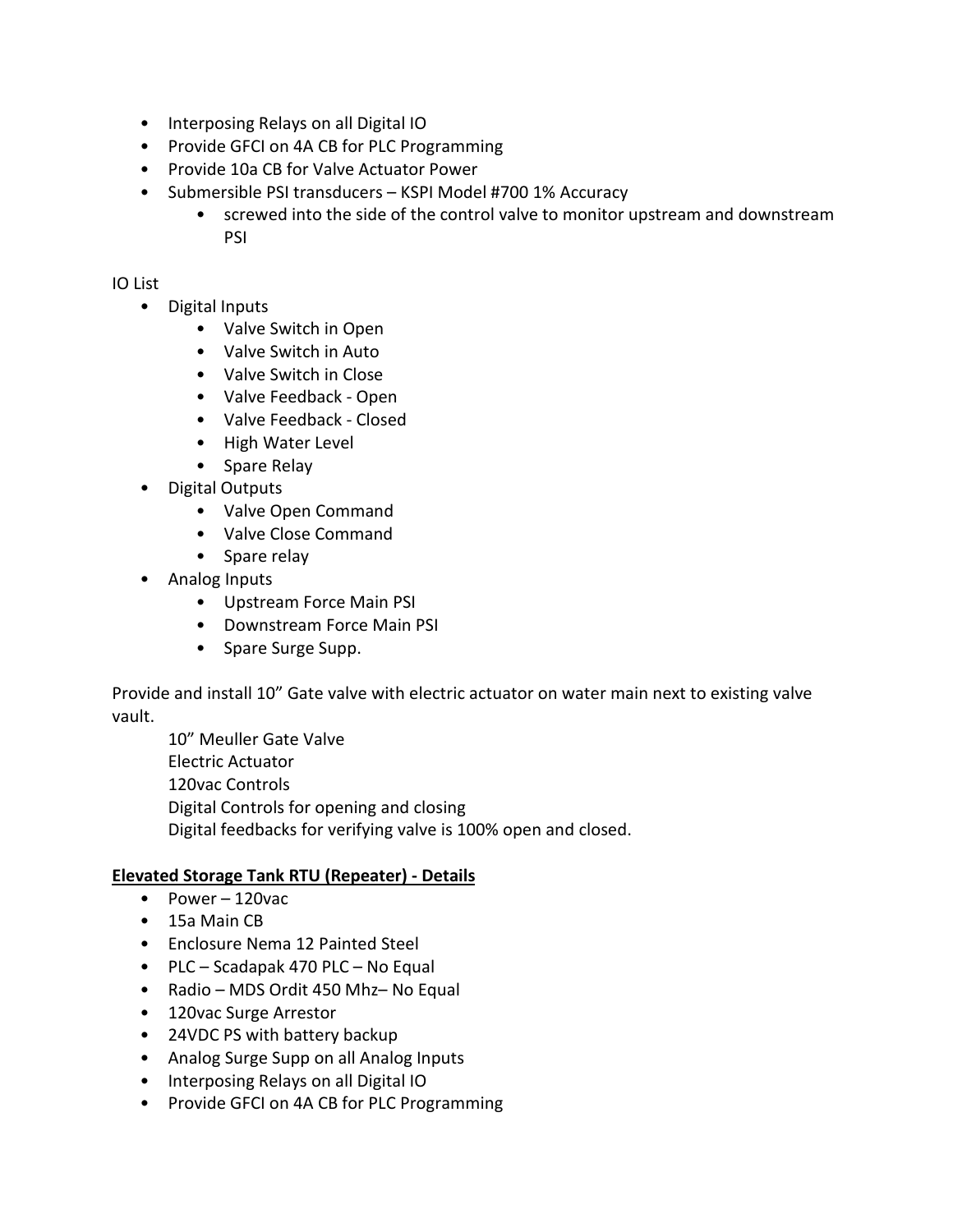- Interposing Relays on all Digital IO
- Provide GFCI on 4A CB for PLC Programming
- Provide 10a CB for Valve Actuator Power
- Submersible PSI transducers – KSPI Model #700 1% Accuracy
    - screwed into the side of the control valve to monitor upstream and downstream PSI

IO List

- Digital Inputs
    - Valve Switch in Open
    - Valve Switch in Auto
    - Valve Switch in Close
    - Valve Feedback - Open
    - Valve Feedback - Closed
    - High Water Level
    - Spare Relay
- Digital Outputs
    - Valve Open Command
    - Valve Close Command
    - Spare relay
- Analog Inputs
    - Upstream Force Main PSI
    - Downstream Force Main PSI
    - Spare Surge Supp.

Provide and install 10" Gate valve with electric actuator on water main next to existing valve vault.

10" Meuller Gate Valve
Electric Actuator
120vac Controls
Digital Controls for opening and closing
Digital feedbacks for verifying valve is 100% open and closed.

**<u>Elevated Storage Tank RTU (Repeater) - Details</u>**

- Power – 120vac
- 15a Main CB
- Enclosure Nema 12 Painted Steel
- PLC – Scadapak 470 PLC – No Equal
- Radio – MDS Ordit 450 Mhz– No Equal
- 120vac Surge Arrestor
- 24VDC PS with battery backup
- Analog Surge Supp on all Analog Inputs
- Interposing Relays on all Digital IO
- Provide GFCI on 4A CB for PLC Programming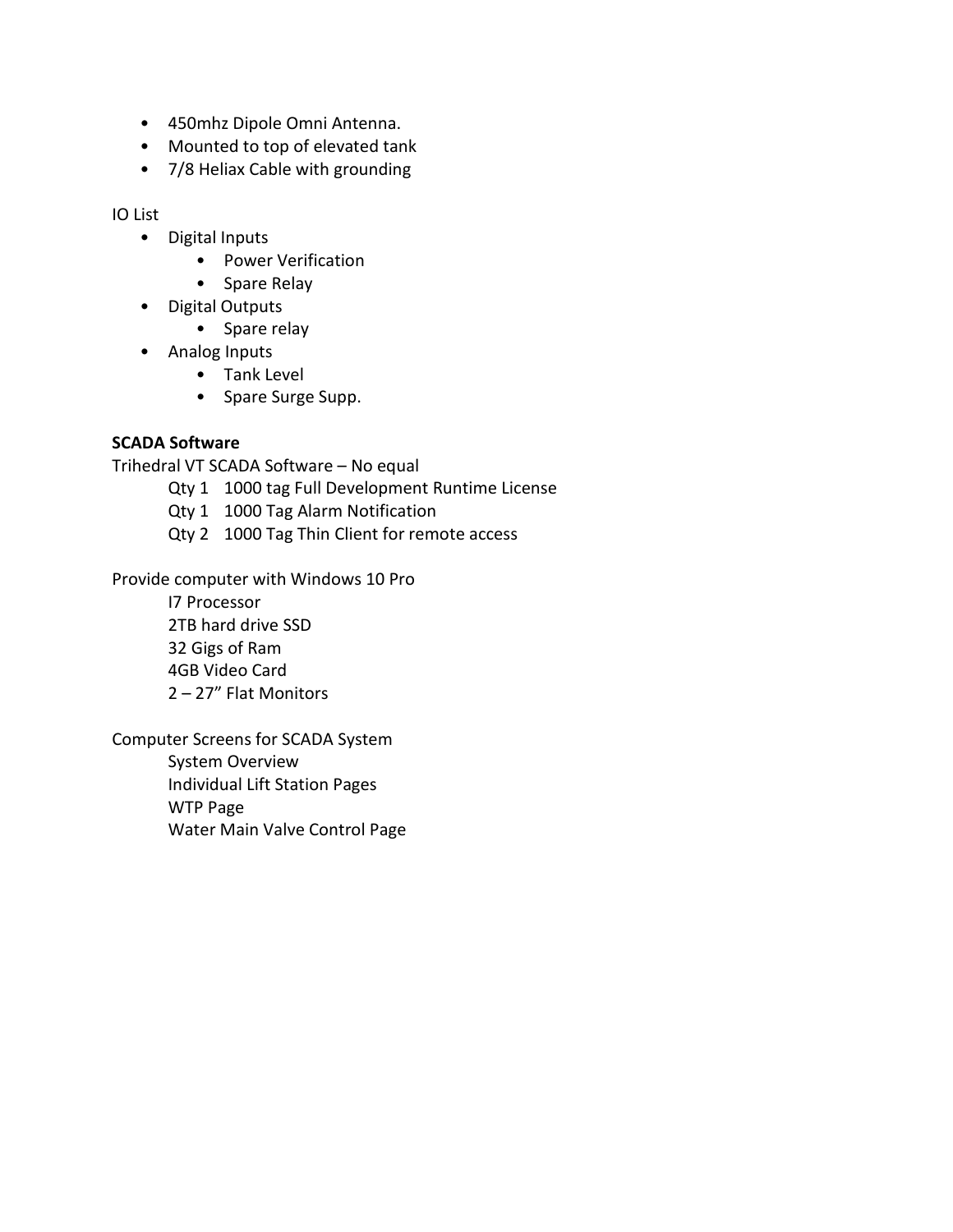- 450mhz Dipole Omni Antenna.
- Mounted to top of elevated tank
- 7/8 Heliax Cable with grounding

IO List

- Digital Inputs
  - Power Verification
  - Spare Relay
- Digital Outputs
  - Spare relay
- Analog Inputs
  - Tank Level
  - Spare Surge Supp.

**SCADA Software**

Trihedral VT SCADA Software – No equal

Qty 1 1000 tag Full Development Runtime License

Qty 1 1000 Tag Alarm Notification

Qty 2 1000 Tag Thin Client for remote access

Provide computer with Windows 10 Pro

I7 Processor

2TB hard drive SSD

32 Gigs of Ram

4GB Video Card

2 – 27" Flat Monitors

Computer Screens for SCADA System

System Overview

Individual Lift Station Pages

WTP Page

Water Main Valve Control Page